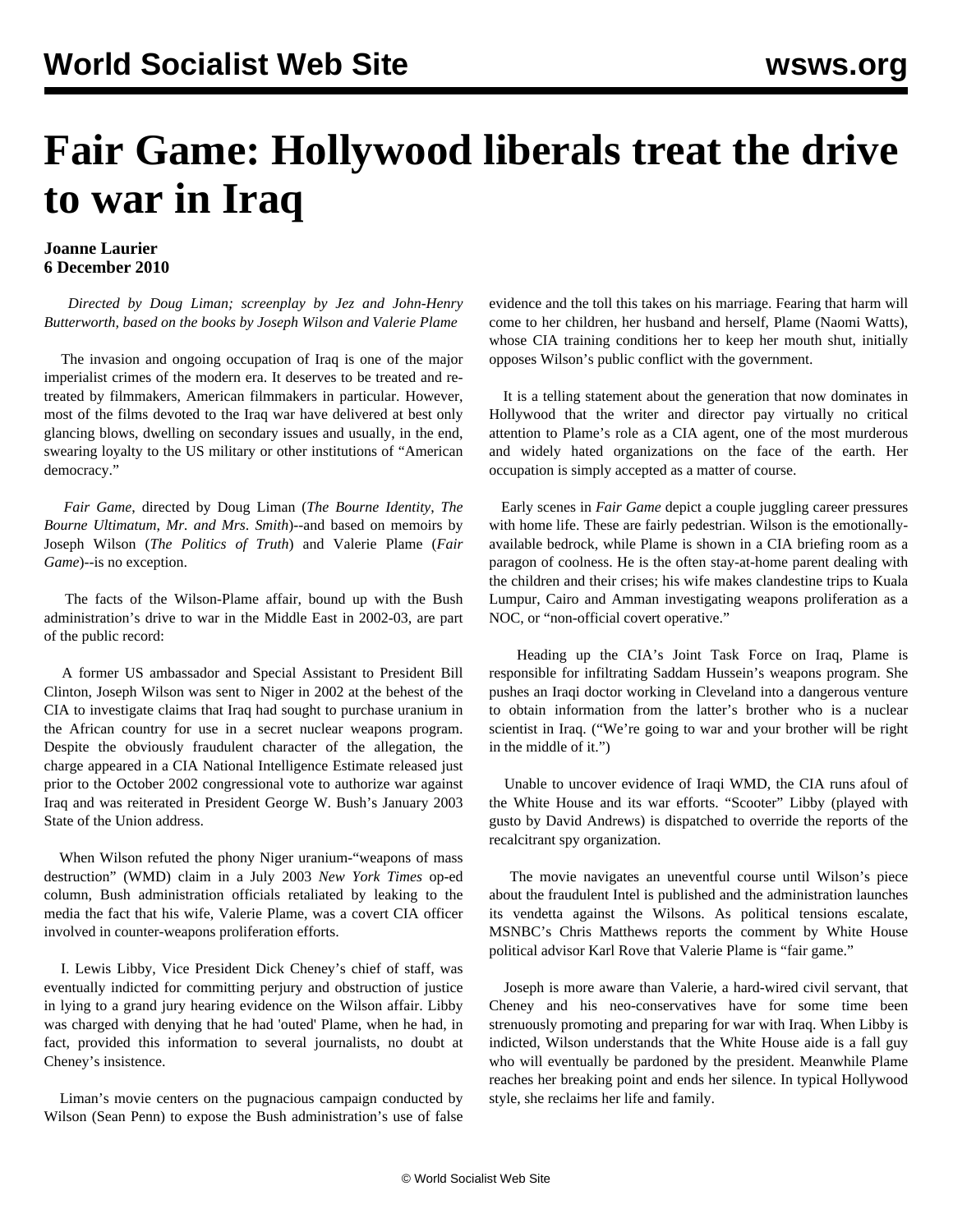# Fair Game: Hollywood liberals treat the drive to war in Iraq

**Joanne Laurier**
**6 December 2010**

*Directed by Doug Liman; screenplay by Jez and John-Henry Butterworth, based on the books by Joseph Wilson and Valerie Plame*

The invasion and ongoing occupation of Iraq is one of the major imperialist crimes of the modern era. It deserves to be treated and re-treated by filmmakers, American filmmakers in particular. However, most of the films devoted to the Iraq war have delivered at best only glancing blows, dwelling on secondary issues and usually, in the end, swearing loyalty to the US military or other institutions of "American democracy."

*Fair Game*, directed by Doug Liman (*The Bourne Identity*, *The Bourne Ultimatum, Mr. and Mrs. Smith*)--and based on memoirs by Joseph Wilson (*The Politics of Truth*) and Valerie Plame (*Fair Game*)--is no exception.

The facts of the Wilson-Plame affair, bound up with the Bush administration's drive to war in the Middle East in 2002-03, are part of the public record:

A former US ambassador and Special Assistant to President Bill Clinton, Joseph Wilson was sent to Niger in 2002 at the behest of the CIA to investigate claims that Iraq had sought to purchase uranium in the African country for use in a secret nuclear weapons program. Despite the obviously fraudulent character of the allegation, the charge appeared in a CIA National Intelligence Estimate released just prior to the October 2002 congressional vote to authorize war against Iraq and was reiterated in President George W. Bush's January 2003 State of the Union address.

When Wilson refuted the phony Niger uranium-"weapons of mass destruction" (WMD) claim in a July 2003 *New York Times* op-ed column, Bush administration officials retaliated by leaking to the media the fact that his wife, Valerie Plame, was a covert CIA officer involved in counter-weapons proliferation efforts.

I. Lewis Libby, Vice President Dick Cheney's chief of staff, was eventually indicted for committing perjury and obstruction of justice in lying to a grand jury hearing evidence on the Wilson affair. Libby was charged with denying that he had 'outed' Plame, when he had, in fact, provided this information to several journalists, no doubt at Cheney's insistence.

Liman's movie centers on the pugnacious campaign conducted by Wilson (Sean Penn) to expose the Bush administration's use of false evidence and the toll this takes on his marriage. Fearing that harm will come to her children, her husband and herself, Plame (Naomi Watts), whose CIA training conditions her to keep her mouth shut, initially opposes Wilson's public conflict with the government.

It is a telling statement about the generation that now dominates in Hollywood that the writer and director pay virtually no critical attention to Plame's role as a CIA agent, one of the most murderous and widely hated organizations on the face of the earth. Her occupation is simply accepted as a matter of course.

Early scenes in *Fair Game* depict a couple juggling career pressures with home life. These are fairly pedestrian. Wilson is the emotionally-available bedrock, while Plame is shown in a CIA briefing room as a paragon of coolness. He is the often stay-at-home parent dealing with the children and their crises; his wife makes clandestine trips to Kuala Lumpur, Cairo and Amman investigating weapons proliferation as a NOC, or "non-official covert operative."

Heading up the CIA's Joint Task Force on Iraq, Plame is responsible for infiltrating Saddam Hussein's weapons program. She pushes an Iraqi doctor working in Cleveland into a dangerous venture to obtain information from the latter's brother who is a nuclear scientist in Iraq. ("We're going to war and your brother will be right in the middle of it.")

Unable to uncover evidence of Iraqi WMD, the CIA runs afoul of the White House and its war efforts. "Scooter" Libby (played with gusto by David Andrews) is dispatched to override the reports of the recalcitrant spy organization.

The movie navigates an uneventful course until Wilson's piece about the fraudulent Intel is published and the administration launches its vendetta against the Wilsons. As political tensions escalate, MSNBC's Chris Matthews reports the comment by White House political advisor Karl Rove that Valerie Plame is "fair game."

Joseph is more aware than Valerie, a hard-wired civil servant, that Cheney and his neo-conservatives have for some time been strenuously promoting and preparing for war with Iraq. When Libby is indicted, Wilson understands that the White House aide is a fall guy who will eventually be pardoned by the president. Meanwhile Plame reaches her breaking point and ends her silence. In typical Hollywood style, she reclaims her life and family.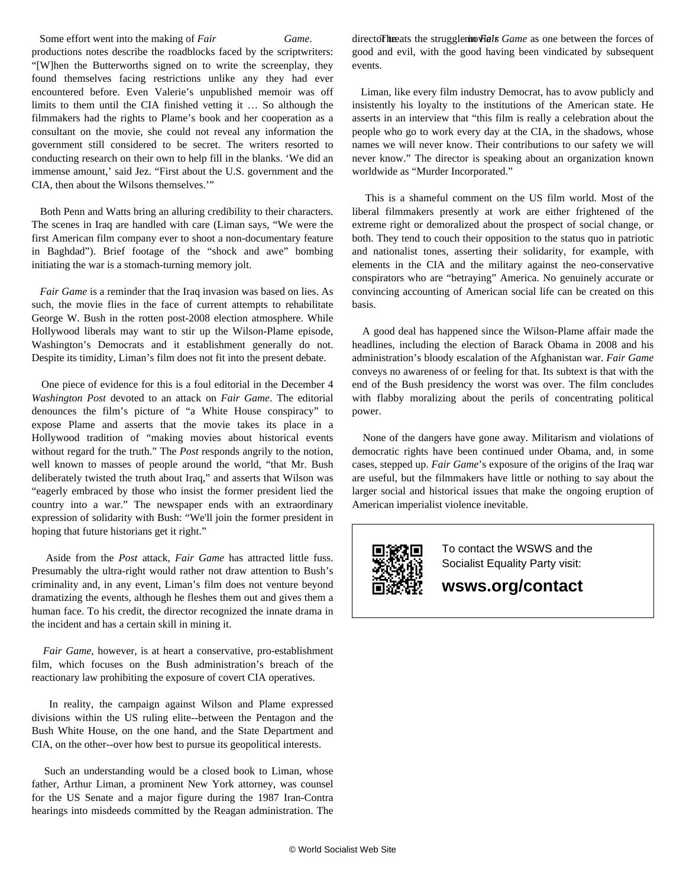Some effort went into the making of *Fair Game*. productions notes describe the roadblocks faced by the scriptwriters: "[W]hen the Butterworths signed on to write the screenplay, they found themselves facing restrictions unlike any they had ever encountered before. Even Valerie's unpublished memoir was off limits to them until the CIA finished vetting it … So although the filmmakers had the rights to Plame's book and her cooperation as a consultant on the movie, she could not reveal any information the government still considered to be secret. The writers resorted to conducting research on their own to help fill in the blanks. 'We did an immense amount,' said Jez. "First about the U.S. government and the CIA, then about the Wilsons themselves.'"

Both Penn and Watts bring an alluring credibility to their characters. The scenes in Iraq are handled with care (Liman says, "We were the first American film company ever to shoot a non-documentary feature in Baghdad"). Brief footage of the "shock and awe" bombing initiating the war is a stomach-turning memory jolt.

*Fair Game* is a reminder that the Iraq invasion was based on lies. As such, the movie flies in the face of current attempts to rehabilitate George W. Bush in the rotten post-2008 election atmosphere. While Hollywood liberals may want to stir up the Wilson-Plame episode, Washington's Democrats and it establishment generally do not. Despite its timidity, Liman's film does not fit into the present debate.

One piece of evidence for this is a foul editorial in the December 4 *Washington Post* devoted to an attack on *Fair Game*. The editorial denounces the film's picture of "a White House conspiracy" to expose Plame and asserts that the movie takes its place in a Hollywood tradition of "making movies about historical events without regard for the truth." The *Post* responds angrily to the notion, well known to masses of people around the world, "that Mr. Bush deliberately twisted the truth about Iraq," and asserts that Wilson was "eagerly embraced by those who insist the former president lied the country into a war." The newspaper ends with an extraordinary expression of solidarity with Bush: "We'll join the former president in hoping that future historians get it right."

Aside from the *Post* attack, *Fair Game* has attracted little fuss. Presumably the ultra-right would rather not draw attention to Bush's criminality and, in any event, Liman's film does not venture beyond dramatizing the events, although he fleshes them out and gives them a human face. To his credit, the director recognized the innate drama in the incident and has a certain skill in mining it.

*Fair Game*, however, is at heart a conservative, pro-establishment film, which focuses on the Bush administration's breach of the reactionary law prohibiting the exposure of covert CIA operatives.

In reality, the campaign against Wilson and Plame expressed divisions within the US ruling elite--between the Pentagon and the Bush White House, on the one hand, and the State Department and CIA, on the other--over how best to pursue its geopolitical interests.

Such an understanding would be a closed book to Liman, whose father, Arthur Liman, a prominent New York attorney, was counsel for the US Senate and a major figure during the 1987 Iran-Contra hearings into misdeeds committed by the Reagan administration. The director's movie treats the struggle in *Fair Game* as one between the forces of good and evil, with the good having been vindicated by subsequent events.

Liman, like every film industry Democrat, has to avow publicly and insistently his loyalty to the institutions of the American state. He asserts in an interview that "this film is really a celebration about the people who go to work every day at the CIA, in the shadows, whose names we will never know. Their contributions to our safety we will never know." The director is speaking about an organization known worldwide as "Murder Incorporated."

This is a shameful comment on the US film world. Most of the liberal filmmakers presently at work are either frightened of the extreme right or demoralized about the prospect of social change, or both. They tend to couch their opposition to the status quo in patriotic and nationalist tones, asserting their solidarity, for example, with elements in the CIA and the military against the neo-conservative conspirators who are "betraying" America. No genuinely accurate or convincing accounting of American social life can be created on this basis.

A good deal has happened since the Wilson-Plame affair made the headlines, including the election of Barack Obama in 2008 and his administration's bloody escalation of the Afghanistan war. *Fair Game* conveys no awareness of or feeling for that. Its subtext is that with the end of the Bush presidency the worst was over. The film concludes with flabby moralizing about the perils of concentrating political power.

None of the dangers have gone away. Militarism and violations of democratic rights have been continued under Obama, and, in some cases, stepped up. *Fair Game*'s exposure of the origins of the Iraq war are useful, but the filmmakers have little or nothing to say about the larger social and historical issues that make the ongoing eruption of American imperialist violence inevitable.

To contact the WSWS and the Socialist Equality Party visit:

**wsws.org/contact**